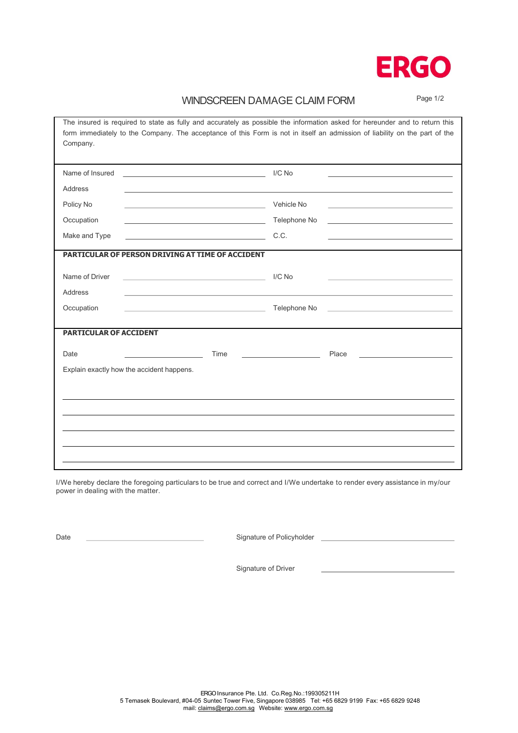ERGO

# WINDSCREEN DAMAGE CLAIM FORM

The insured is required to state as fully and accurately as possible the information asked for hereunder and to return this form immediately to the Company. The acceptance of this Form is not in itself an admission of liability on the part of the Company.

| | | | |
|---|---|---|---|
| Name of Insured | | I/C No | |
| Address | | | |
| Policy No | | Vehicle No | |
| Occupation | | Telephone No | |
| Make and Type | | C.C. | |

**PARTICULAR OF PERSON DRIVING AT TIME OF ACCIDENT**

| | | | |
|---|---|---|---|
| Name of Driver | | I/C No | |
| Address | | | |
| Occupation | | Telephone No | |

**PARTICULAR OF ACCIDENT**

| | | | | | |
|---|---|---|---|---|---|
| Date | | Time | | Place | |

Explain exactly how the accident happens.

I/We hereby declare the foregoing particulars to be true and correct and I/We undertake to render every assistance in my/our power in dealing with the matter.

| | | | |
|---|---|---|---|
| Date | | Signature of Policyholder | |
| | | Signature of Driver | |

ERGO Insurance Pte. Ltd. Co.Reg.No.:199305211H
5 Temasek Boulevard, #04-05 Suntec Tower Five, Singapore 038985 Tel: +65 6829 9199 Fax: +65 6829 9248
mail: claims@ergo.com.sg Website: www.ergo.com.sg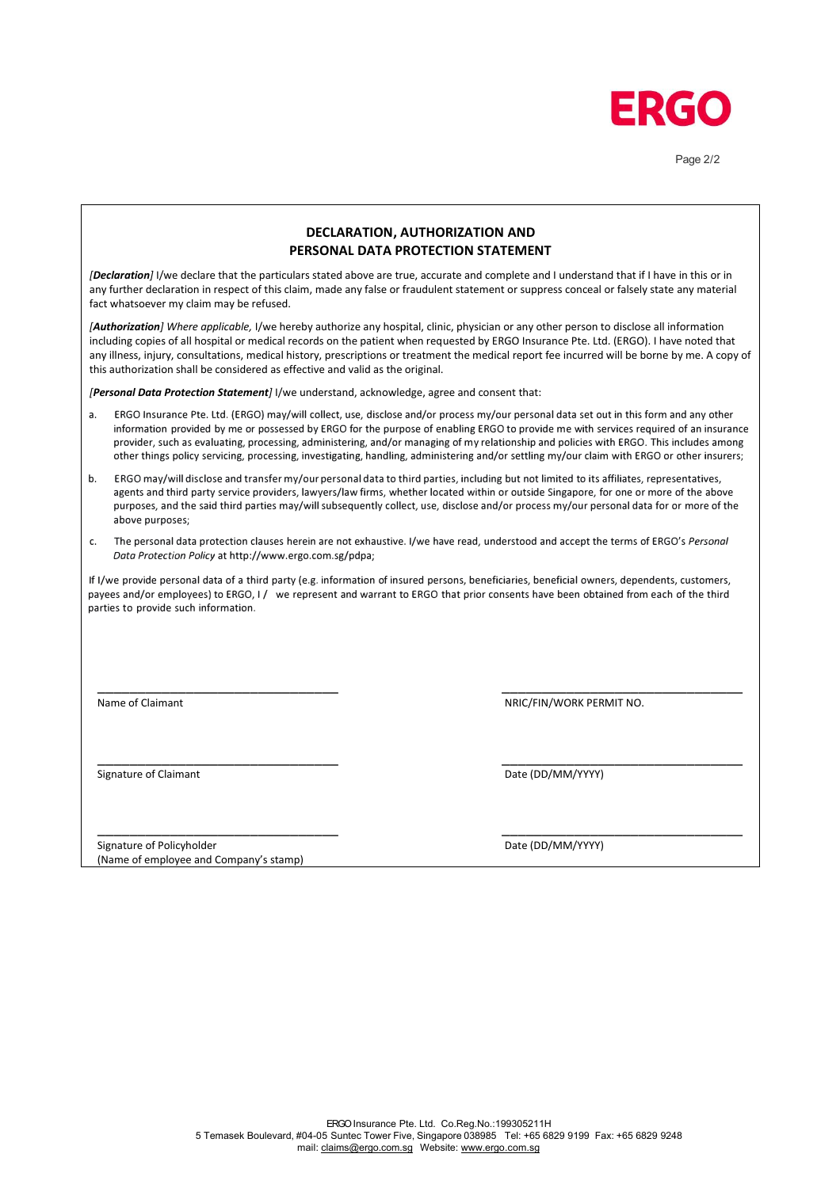## DECLARATION, AUTHORIZATION AND PERSONAL DATA PROTECTION STATEMENT

*[**Declaration**]* I/we declare that the particulars stated above are true, accurate and complete and I understand that if I have in this or in any further declaration in respect of this claim, made any false or fraudulent statement or suppress conceal or falsely state any material fact whatsoever my claim may be refused.

*[**Authorization**] Where applicable,* I/we hereby authorize any hospital, clinic, physician or any other person to disclose all information including copies of all hospital or medical records on the patient when requested by ERGO Insurance Pte. Ltd. (ERGO). I have noted that any illness, injury, consultations, medical history, prescriptions or treatment the medical report fee incurred will be borne by me. A copy of this authorization shall be considered as effective and valid as the original.

*[**Personal Data Protection Statement**]* I/we understand, acknowledge, agree and consent that:

a. ERGO Insurance Pte. Ltd. (ERGO) may/will collect, use, disclose and/or process my/our personal data set out in this form and any other information provided by me or possessed by ERGO for the purpose of enabling ERGO to provide me with services required of an insurance provider, such as evaluating, processing, administering, and/or managing of my relationship and policies with ERGO. This includes among other things policy servicing, processing, investigating, handling, administering and/or settling my/our claim with ERGO or other insurers;

b. ERGO may/will disclose and transfer my/our personal data to third parties, including but not limited to its affiliates, representatives, agents and third party service providers, lawyers/law firms, whether located within or outside Singapore, for one or more of the above purposes, and the said third parties may/will subsequently collect, use, disclose and/or process my/our personal data for or more of the above purposes;

c. The personal data protection clauses herein are not exhaustive. I/we have read, understood and accept the terms of ERGO's *Personal Data Protection Policy* at http://www.ergo.com.sg/pdpa;

If I/we provide personal data of a third party (e.g. information of insured persons, beneficiaries, beneficial owners, dependents, customers, payees and/or employees) to ERGO, I / we represent and warrant to ERGO that prior consents have been obtained from each of the third parties to provide such information.

| | |
|---|---|
| \_\_\_\_\_\_\_\_\_\_\_\_\_\_\_\_\_\_\_\_ Name of Claimant | \_\_\_\_\_\_\_\_\_\_\_\_\_\_\_\_\_\_\_\_ NRIC/FIN/WORK PERMIT NO. |
| \_\_\_\_\_\_\_\_\_\_\_\_\_\_\_\_\_\_\_\_ Signature of Claimant | \_\_\_\_\_\_\_\_\_\_\_\_\_\_\_\_\_\_\_\_ Date (DD/MM/YYYY) |
| \_\_\_\_\_\_\_\_\_\_\_\_\_\_\_\_\_\_\_\_ Signature of Policyholder (Name of employee and Company's stamp) | \_\_\_\_\_\_\_\_\_\_\_\_\_\_\_\_\_\_\_\_ Date (DD/MM/YYYY) |

ERGO Insurance Pte. Ltd. Co.Reg.No.:199305211H
5 Temasek Boulevard, #04-05 Suntec Tower Five, Singapore 038985 Tel: +65 6829 9199 Fax: +65 6829 9248
mail: claims@ergo.com.sg Website: www.ergo.com.sg